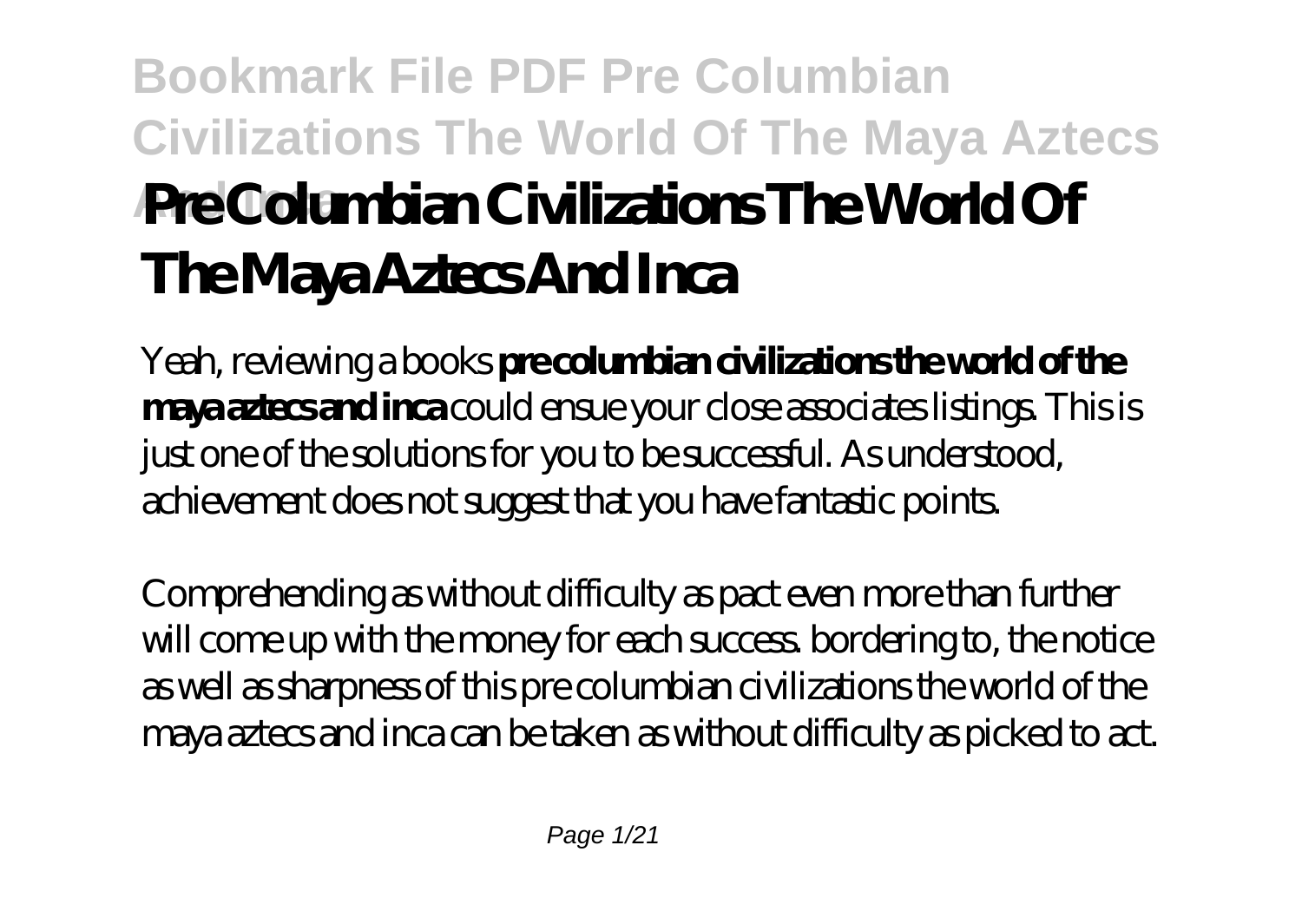# Pre Columbian Civilizations The World Of The Maya Aztecs And Inca

Yeah, reviewing a books **pre columbian civilizations the world of the maya aztecs and inca** could ensue your close associates listings. This is just one of the solutions for you to be successful. As understood, achievement does not suggest that you have fantastic points.

Comprehending as without difficulty as pact even more than further will come up with the money for each success. bordering to, the notice as well as sharpness of this pre columbian civilizations the world of the maya aztecs and inca can be taken as without difficulty as picked to act.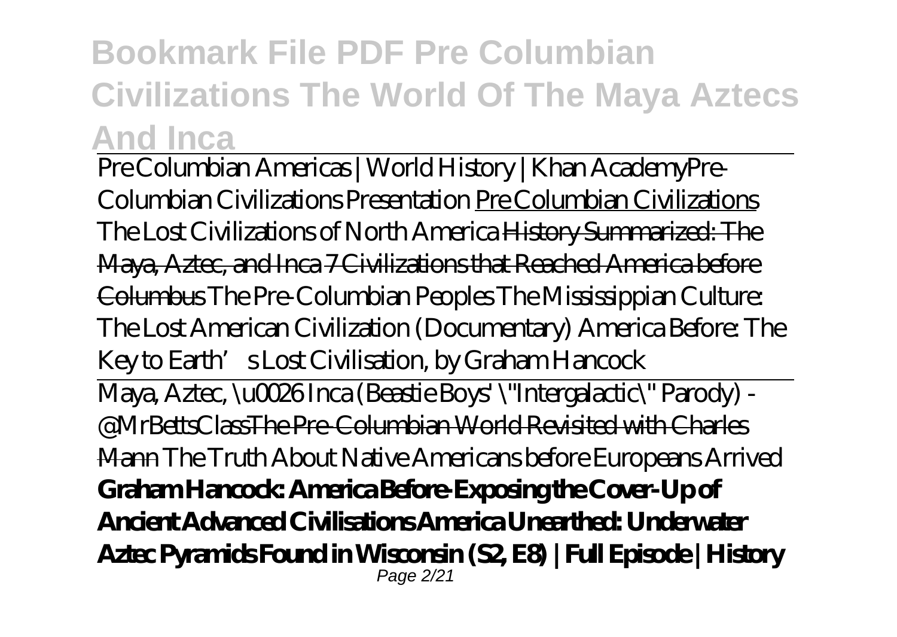# Bookmark File PDF Pre Columbian Civilizations The World Of The Maya Aztecs And Inca

Pre Columbian Americas | World History | Khan Academy*Pre-Columbian Civilizations Presentation* Pre Columbian Civilizations *The Lost Civilizations of North America* ~~History Summarized: The Maya, Aztec, and Inca~~ ~~7 Civilizations that Reached America before Columbus~~ *The Pre-Columbian Peoples* *The Mississippian Culture: The Lost American Civilization (Documentary)* *America Before: The Key to Earth's Lost Civilisation, by Graham Hancock*

Maya, Aztec, \u0026 Inca (Beastie Boys' \"Intergalactic\" Parody) - @MrBettsClass~~The Pre-Columbian World Revisited with Charles Mann~~ *The Truth About Native Americans before Europeans Arrived* **Graham Hancock: America Before-Exposing the Cover-Up of Ancient Advanced Civilisations America Unearthed: Underwater Aztec Pyramids Found in Wisconsin (S2, E8) | Full Episode | History**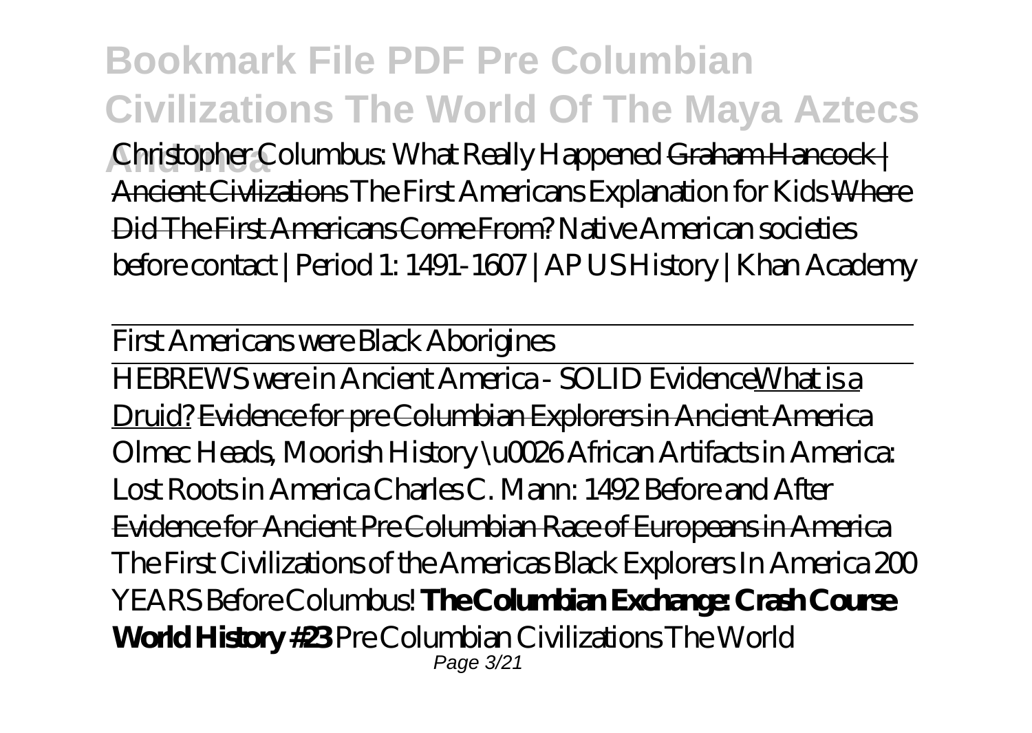Christopher Columbus: What Really Happened ~~Graham Hancock | Ancient Civlizations~~ The First Americans Explanation for Kids ~~Where Did The First Americans Come From?~~ Native American societies before contact | Period 1: 1491-1607 | AP US History | Khan Academy

First Americans were Black Aborigines

HEBREWS were in Ancient America - SOLID EvidenceWhat is a Druid? ~~Evidence for pre Columbian Explorers in Ancient America~~ Olmec Heads, Moorish History \u0026 African Artifacts in America: Lost Roots in America Charles C. Mann: 1492 Before and After ~~Evidence for Ancient Pre Columbian Race of Europeans in America~~ The First Civilizations of the Americas Black Explorers In America 200 YEARS Before Columbus! **The Columbian Exchange: Crash Course World History #23** Pre Columbian Civilizations The World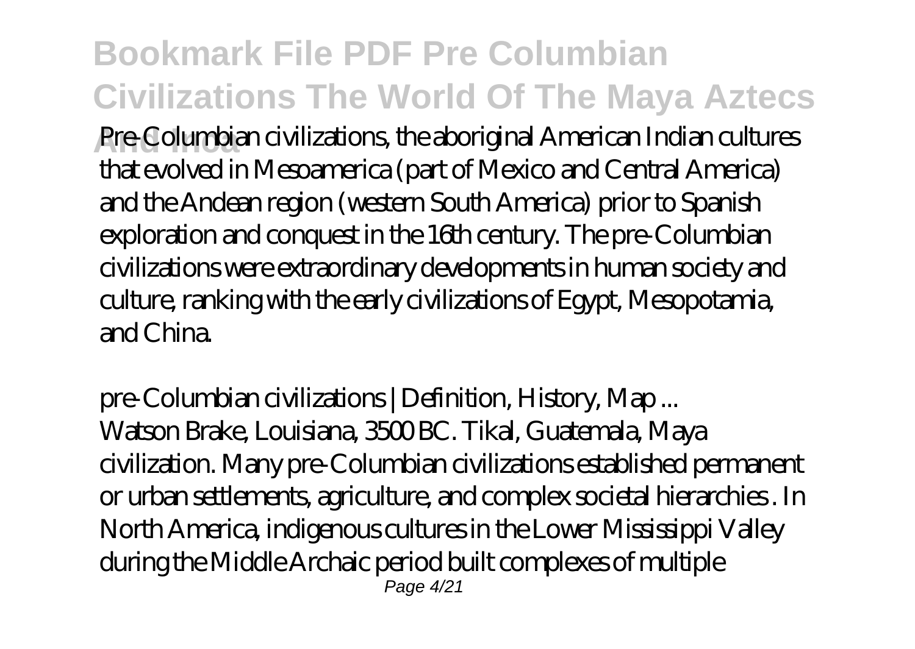Pre-Columbian civilizations, the aboriginal American Indian cultures that evolved in Mesoamerica (part of Mexico and Central America) and the Andean region (western South America) prior to Spanish exploration and conquest in the 16th century. The pre-Columbian civilizations were extraordinary developments in human society and culture, ranking with the early civilizations of Egypt, Mesopotamia, and China.

*pre-Columbian civilizations | Definition, History, Map ...*

Watson Brake, Louisiana, 3500 BC. Tikal, Guatemala, Maya civilization. Many pre-Columbian civilizations established permanent or urban settlements, agriculture, and complex societal hierarchies . In North America, indigenous cultures in the Lower Mississippi Valley during the Middle Archaic period built complexes of multiple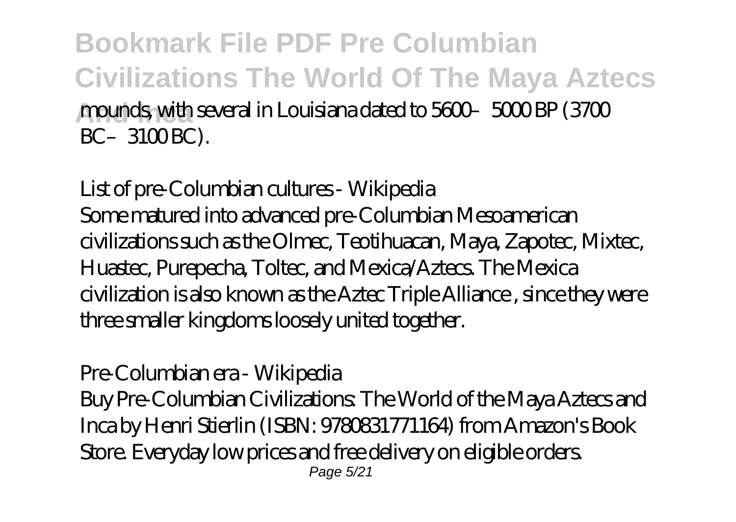mounds, with several in Louisiana dated to 5600–5000 BP (3700 BC–3100 BC).

*List of pre-Columbian cultures - Wikipedia*

Some matured into advanced pre-Columbian Mesoamerican civilizations such as the Olmec, Teotihuacan, Maya, Zapotec, Mixtec, Huastec, Purepecha, Toltec, and Mexica/Aztecs. The Mexica civilization is also known as the Aztec Triple Alliance , since they were three smaller kingdoms loosely united together.

*Pre-Columbian era - Wikipedia*

Buy Pre-Columbian Civilizations: The World of the Maya Aztecs and Inca by Henri Stierlin (ISBN: 9780831771164) from Amazon's Book Store. Everyday low prices and free delivery on eligible orders.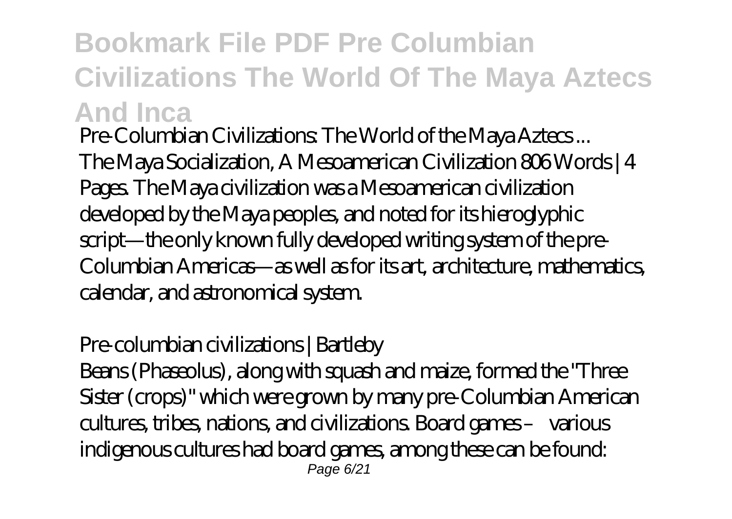*Pre-Columbian Civilizations: The World of the Maya Aztecs ...*

The Maya Socialization, A Mesoamerican Civilization 806 Words | 4 Pages. The Maya civilization was a Mesoamerican civilization developed by the Maya peoples, and noted for its hieroglyphic script—the only known fully developed writing system of the pre-Columbian Americas—as well as for its art, architecture, mathematics, calendar, and astronomical system.

*Pre-columbian civilizations | Bartleby*

Beans (Phaseolus), along with squash and maize, formed the "Three Sister (crops)" which were grown by many pre-Columbian American cultures, tribes, nations, and civilizations. Board games – various indigenous cultures had board games, among these can be found: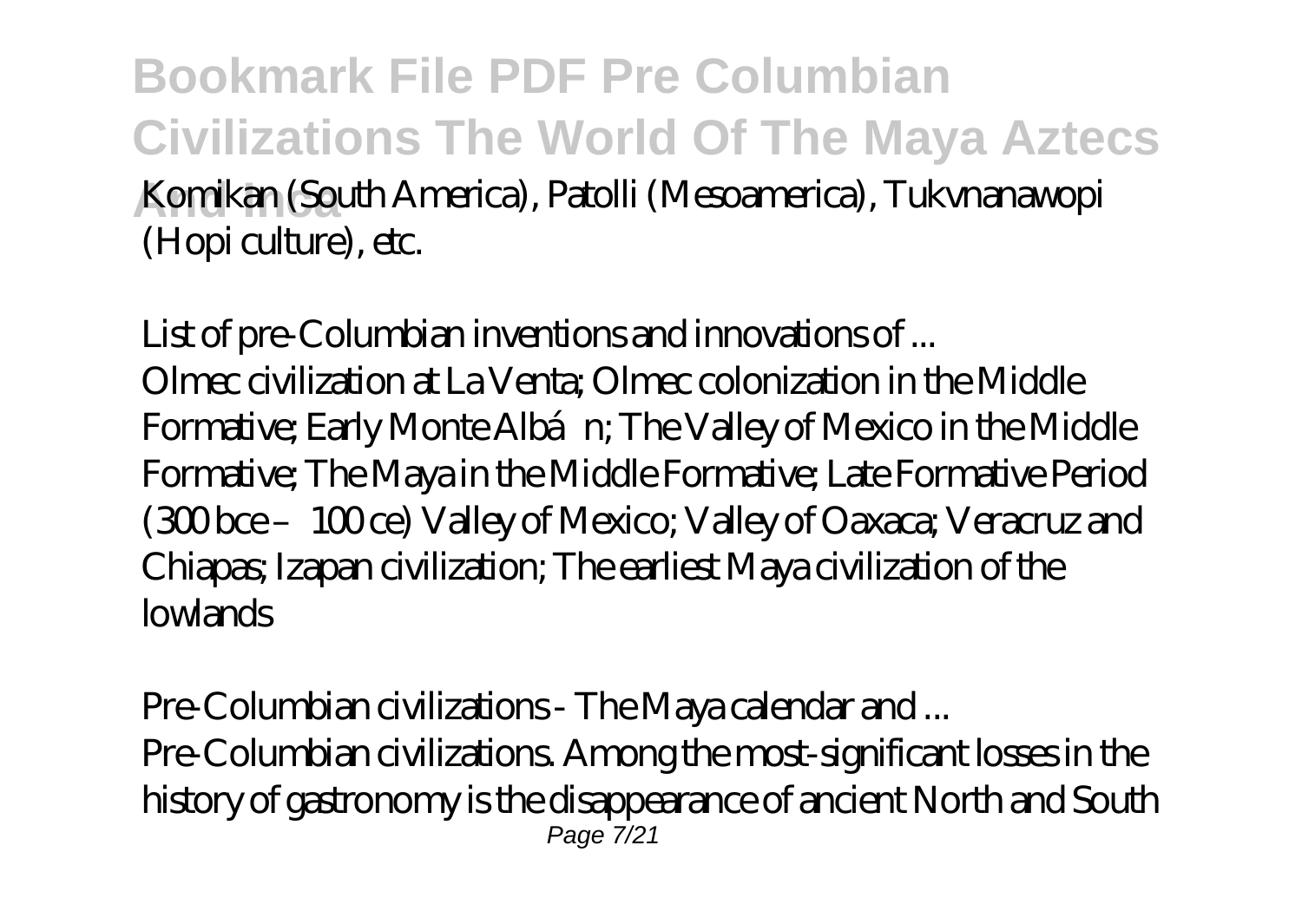Komikan (South America), Patolli (Mesoamerica), Tukvnanawopi (Hopi culture), etc.

*List of pre-Columbian inventions and innovations of ...*

Olmec civilization at La Venta; Olmec colonization in the Middle Formative; Early Monte Albán; The Valley of Mexico in the Middle Formative; The Maya in the Middle Formative; Late Formative Period (300 bce – 100 ce) Valley of Mexico; Valley of Oaxaca; Veracruz and Chiapas; Izapan civilization; The earliest Maya civilization of the lowlands

*Pre-Columbian civilizations - The Maya calendar and ...*

Pre-Columbian civilizations. Among the most-significant losses in the history of gastronomy is the disappearance of ancient North and South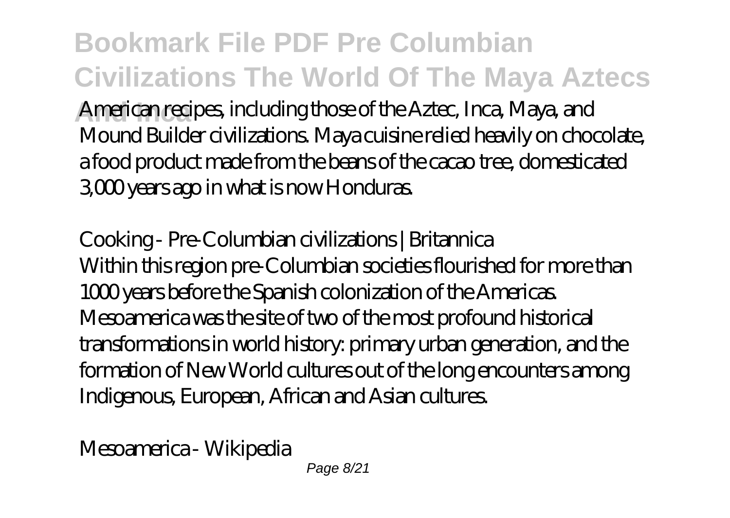American recipes, including those of the Aztec, Inca, Maya, and Mound Builder civilizations. Maya cuisine relied heavily on chocolate, a food product made from the beans of the cacao tree, domesticated 3,000 years ago in what is now Honduras.

*Cooking - Pre-Columbian civilizations | Britannica*

Within this region pre-Columbian societies flourished for more than 1000 years before the Spanish colonization of the Americas. Mesoamerica was the site of two of the most profound historical transformations in world history: primary urban generation, and the formation of New World cultures out of the long encounters among Indigenous, European, African and Asian cultures.

*Mesoamerica - Wikipedia*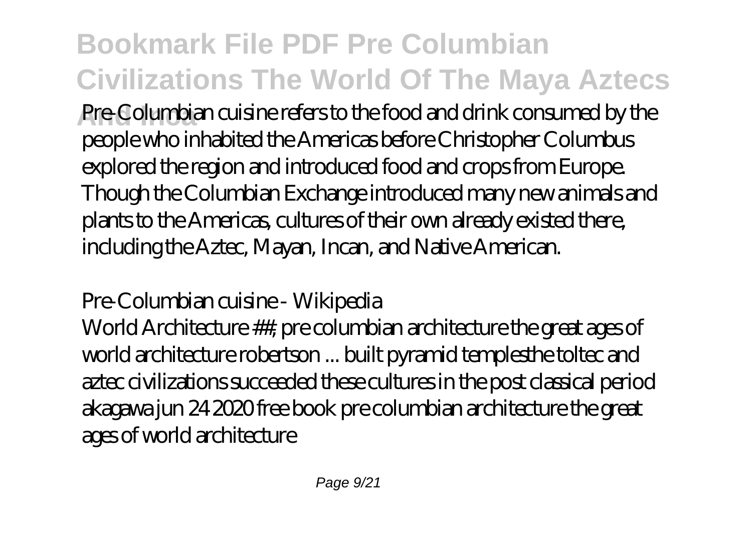Pre-Columbian cuisine refers to the food and drink consumed by the people who inhabited the Americas before Christopher Columbus explored the region and introduced food and crops from Europe. Though the Columbian Exchange introduced many new animals and plants to the Americas, cultures of their own already existed there, including the Aztec, Mayan, Incan, and Native American.

Pre-Columbian cuisine - Wikipedia

World Architecture ##, pre columbian architecture the great ages of world architecture robertson ... built pyramid templesthe toltec and aztec civilizations succeeded these cultures in the post classical period akagawa jun 24 2020 free book pre columbian architecture the great ages of world architecture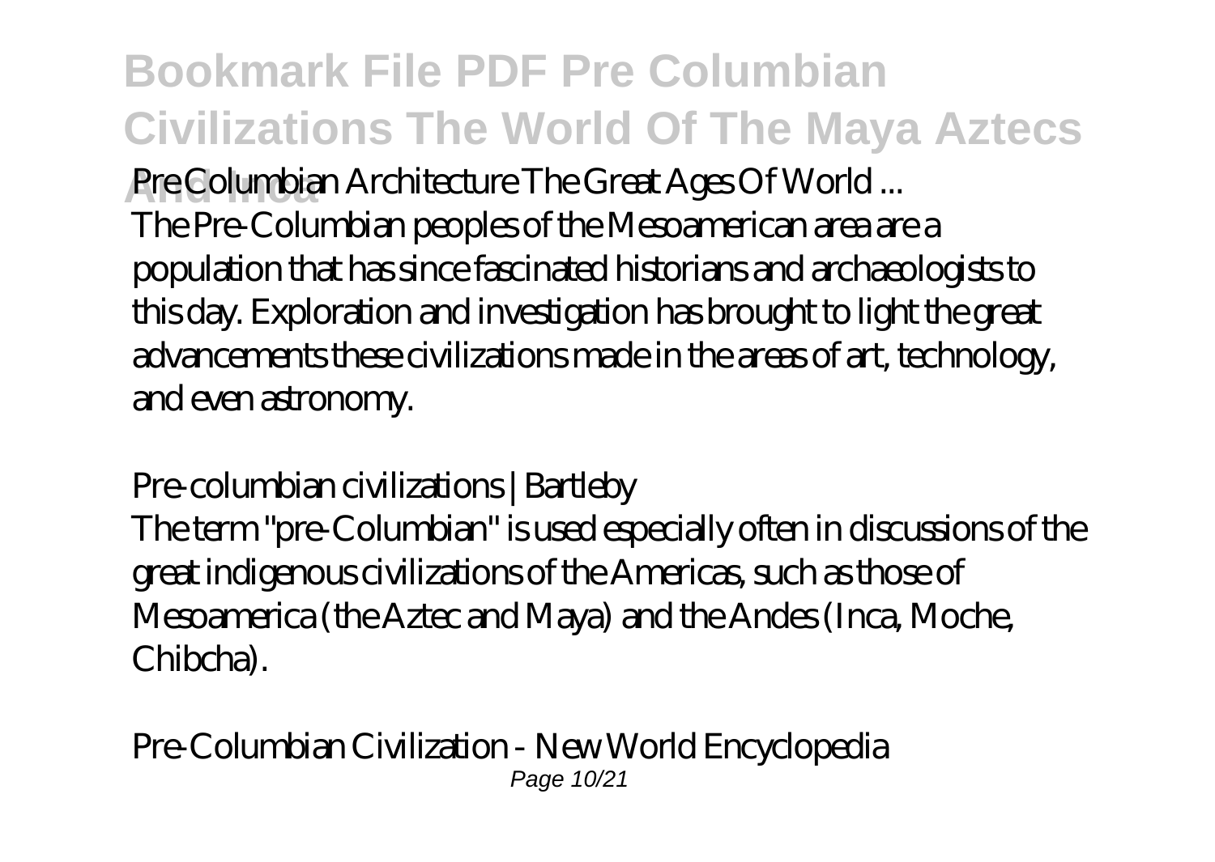*Pre Columbian Architecture The Great Ages Of World ...*

The Pre-Columbian peoples of the Mesoamerican area are a population that has since fascinated historians and archaeologists to this day. Exploration and investigation has brought to light the great advancements these civilizations made in the areas of art, technology, and even astronomy.

*Pre-columbian civilizations | Bartleby*

The term "pre-Columbian" is used especially often in discussions of the great indigenous civilizations of the Americas, such as those of Mesoamerica (the Aztec and Maya) and the Andes (Inca, Moche, Chibcha).

*Pre-Columbian Civilization - New World Encyclopedia*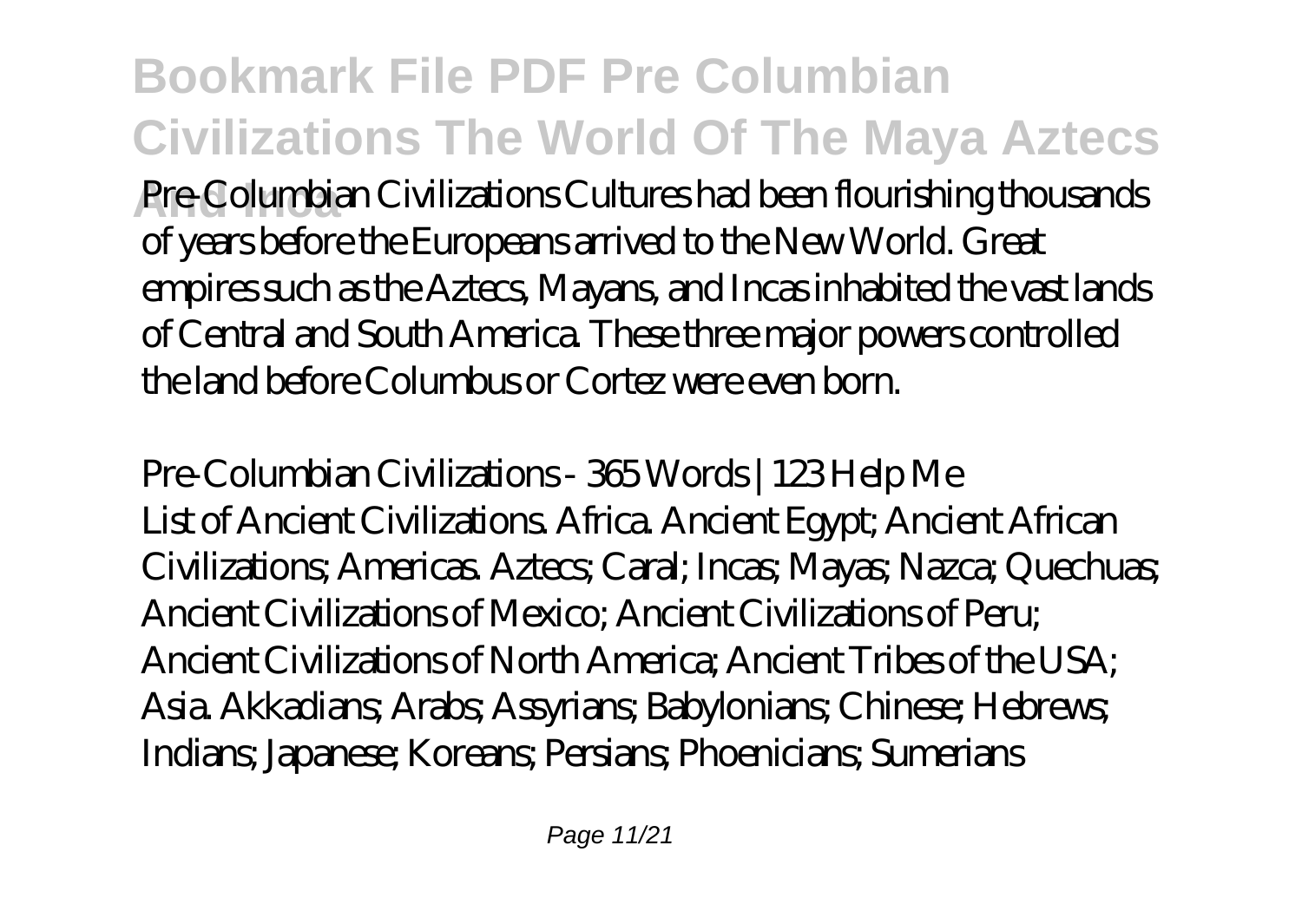Pre-Columbian Civilizations Cultures had been flourishing thousands of years before the Europeans arrived to the New World. Great empires such as the Aztecs, Mayans, and Incas inhabited the vast lands of Central and South America. These three major powers controlled the land before Columbus or Cortez were even born.

*Pre-Columbian Civilizations - 365 Words | 123 Help Me*

List of Ancient Civilizations. Africa. Ancient Egypt; Ancient African Civilizations; Americas. Aztecs; Caral; Incas; Mayas; Nazca; Quechuas; Ancient Civilizations of Mexico; Ancient Civilizations of Peru; Ancient Civilizations of North America; Ancient Tribes of the USA; Asia. Akkadians; Arabs; Assyrians; Babylonians; Chinese; Hebrews; Indians; Japanese; Koreans; Persians; Phoenicians; Sumerians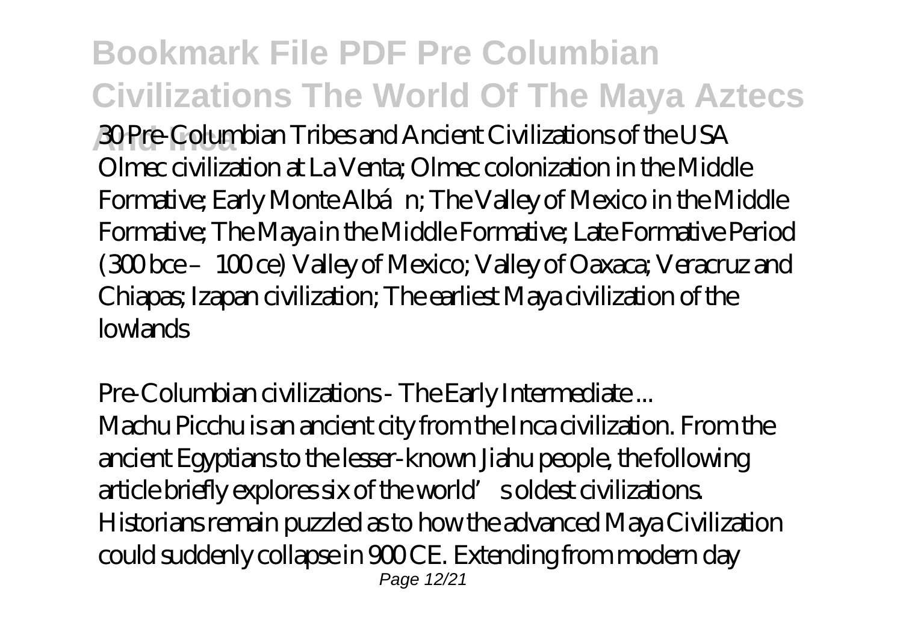30 Pre-Columbian Tribes and Ancient Civilizations of the USA Olmec civilization at La Venta; Olmec colonization in the Middle Formative; Early Monte Albán; The Valley of Mexico in the Middle Formative; The Maya in the Middle Formative; Late Formative Period (300 bce – 100 ce) Valley of Mexico; Valley of Oaxaca; Veracruz and Chiapas; Izapan civilization; The earliest Maya civilization of the lowlands

*Pre-Columbian civilizations - The Early Intermediate ...*

Machu Picchu is an ancient city from the Inca civilization. From the ancient Egyptians to the lesser-known Jiahu people, the following article briefly explores six of the world's oldest civilizations. Historians remain puzzled as to how the advanced Maya Civilization could suddenly collapse in 900 CE. Extending from modern day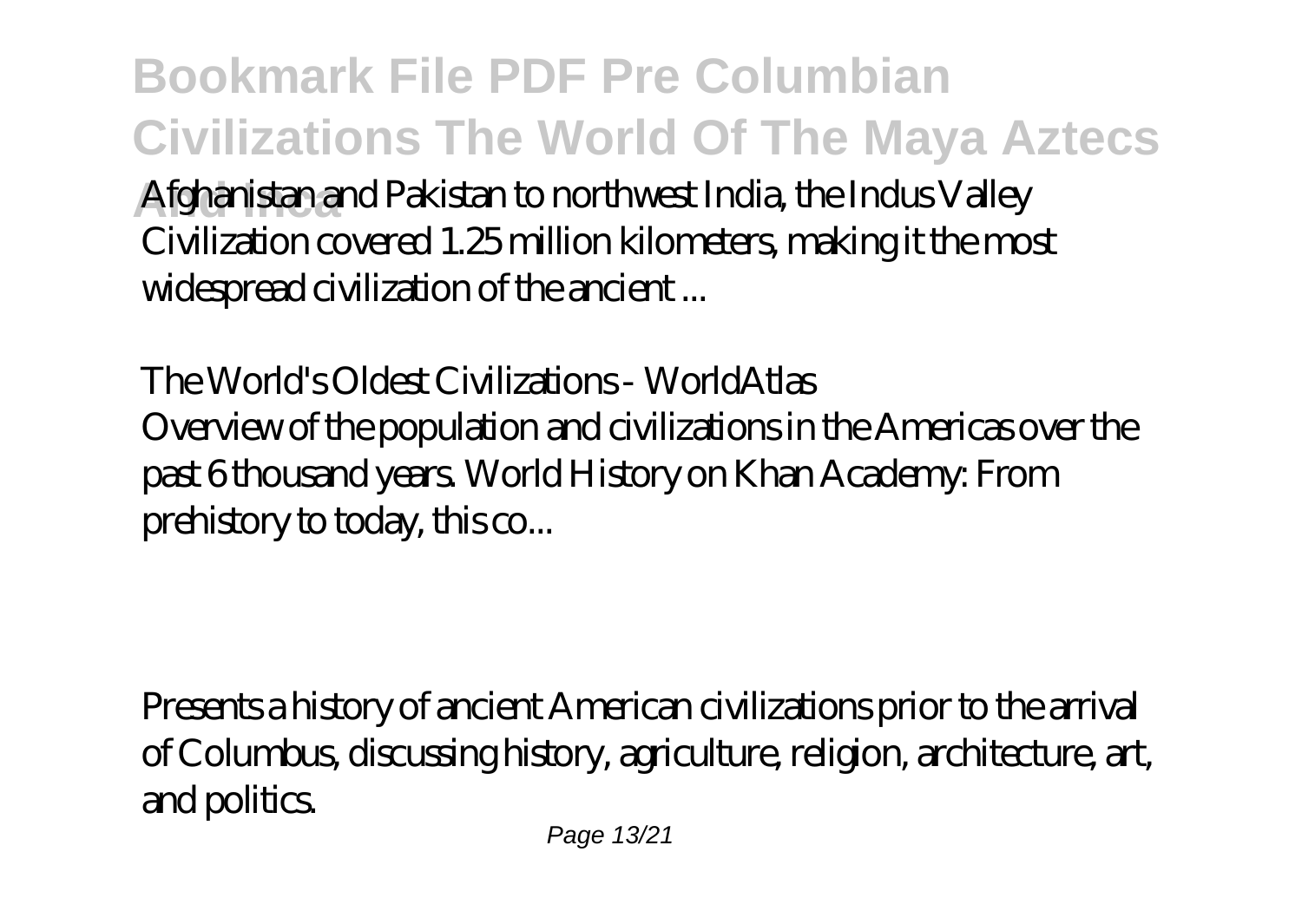Afghanistan and Pakistan to northwest India, the Indus Valley Civilization covered 1.25 million kilometers, making it the most widespread civilization of the ancient ...

*The World's Oldest Civilizations - WorldAtlas*

Overview of the population and civilizations in the Americas over the past 6 thousand years. World History on Khan Academy: From prehistory to today, this co...

Presents a history of ancient American civilizations prior to the arrival of Columbus, discussing history, agriculture, religion, architecture, art, and politics.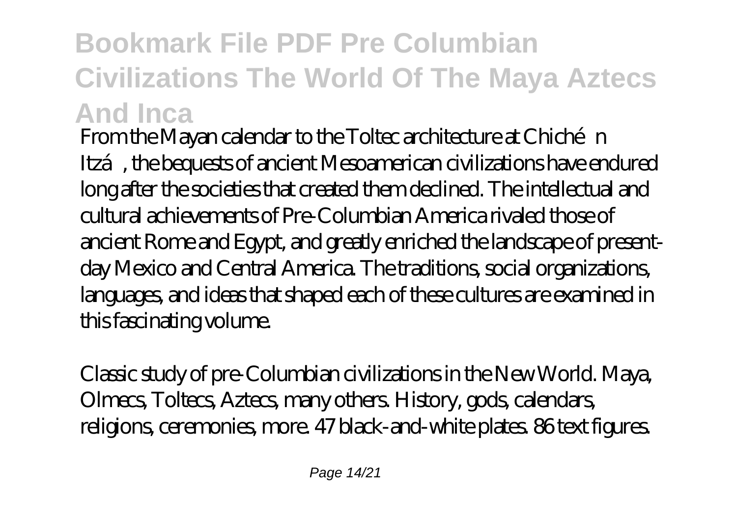From the Mayan calendar to the Toltec architecture at Chichén Itzá, the bequests of ancient Mesoamerican civilizations have endured long after the societies that created them declined. The intellectual and cultural achievements of Pre-Columbian America rivaled those of ancient Rome and Egypt, and greatly enriched the landscape of present-day Mexico and Central America. The traditions, social organizations, languages, and ideas that shaped each of these cultures are examined in this fascinating volume.

Classic study of pre-Columbian civilizations in the New World. Maya, Olmecs, Toltecs, Aztecs, many others. History, gods, calendars, religions, ceremonies, more. 47 black-and-white plates. 86 text figures.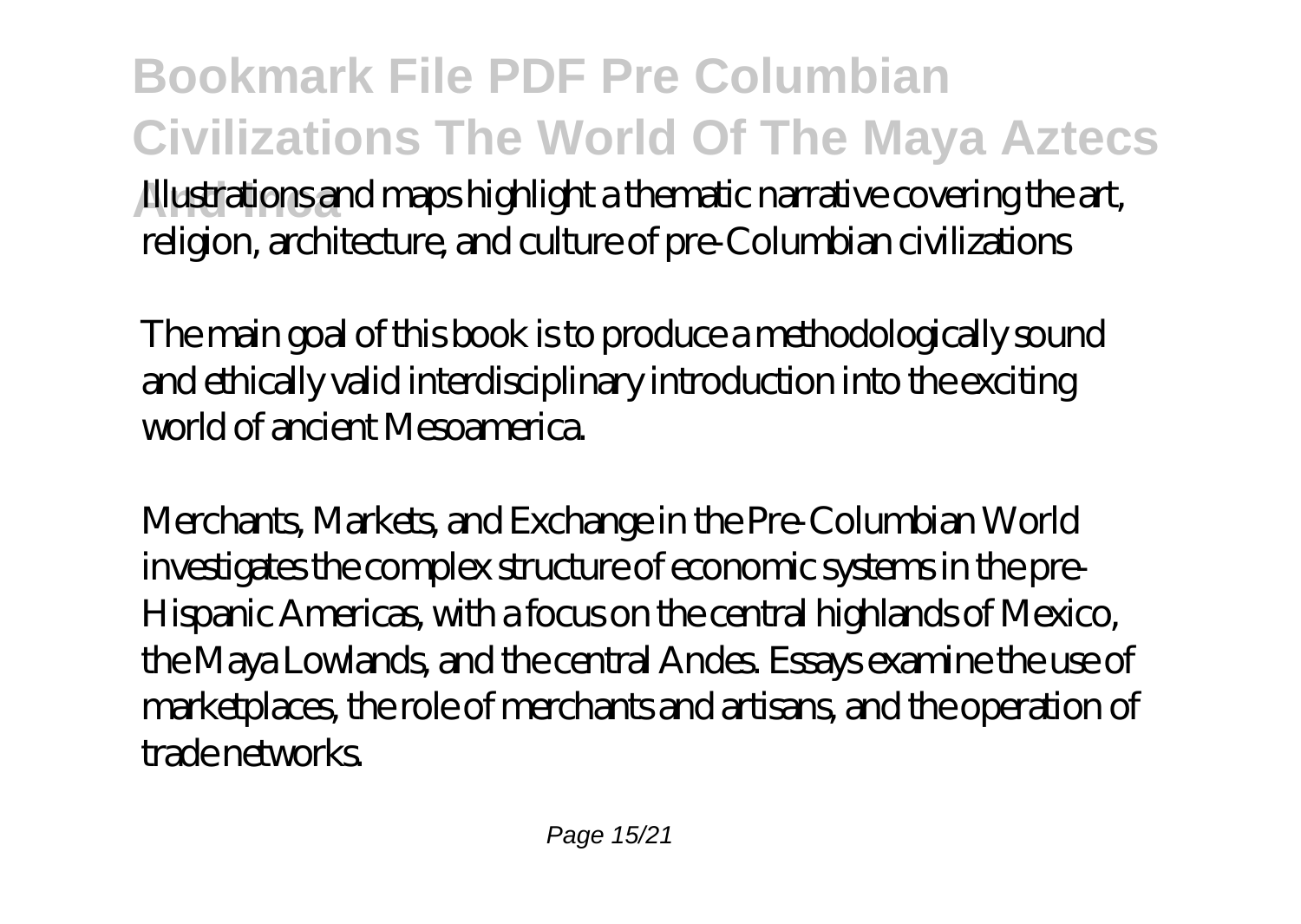Illustrations and maps highlight a thematic narrative covering the art, religion, architecture, and culture of pre-Columbian civilizations

The main goal of this book is to produce a methodologically sound and ethically valid interdisciplinary introduction into the exciting world of ancient Mesoamerica.

Merchants, Markets, and Exchange in the Pre-Columbian World investigates the complex structure of economic systems in the pre-Hispanic Americas, with a focus on the central highlands of Mexico, the Maya Lowlands, and the central Andes. Essays examine the use of marketplaces, the role of merchants and artisans, and the operation of trade networks.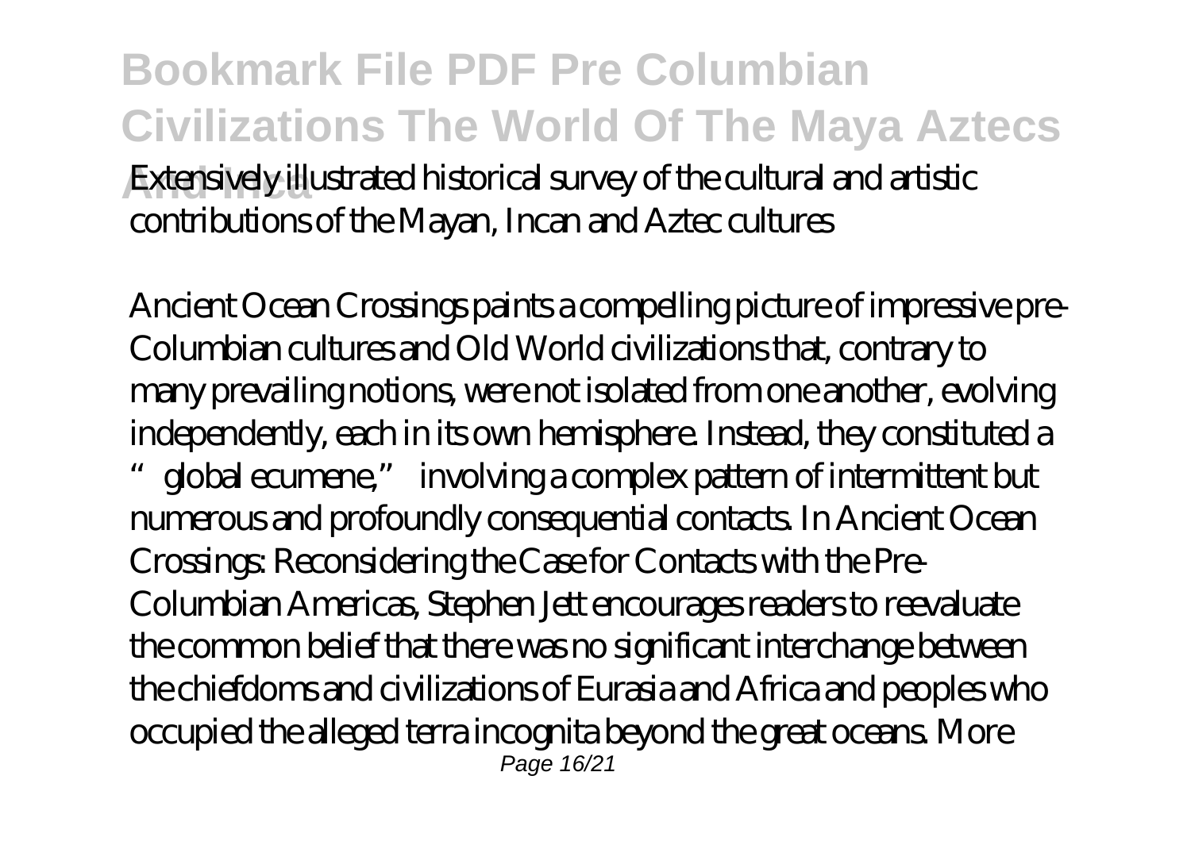Extensively illustrated historical survey of the cultural and artistic contributions of the Mayan, Incan and Aztec cultures

Ancient Ocean Crossings paints a compelling picture of impressive pre-Columbian cultures and Old World civilizations that, contrary to many prevailing notions, were not isolated from one another, evolving independently, each in its own hemisphere. Instead, they constituted a "global ecumene," involving a complex pattern of intermittent but numerous and profoundly consequential contacts. In Ancient Ocean Crossings: Reconsidering the Case for Contacts with the Pre-Columbian Americas, Stephen Jett encourages readers to reevaluate the common belief that there was no significant interchange between the chiefdoms and civilizations of Eurasia and Africa and peoples who occupied the alleged terra incognita beyond the great oceans. More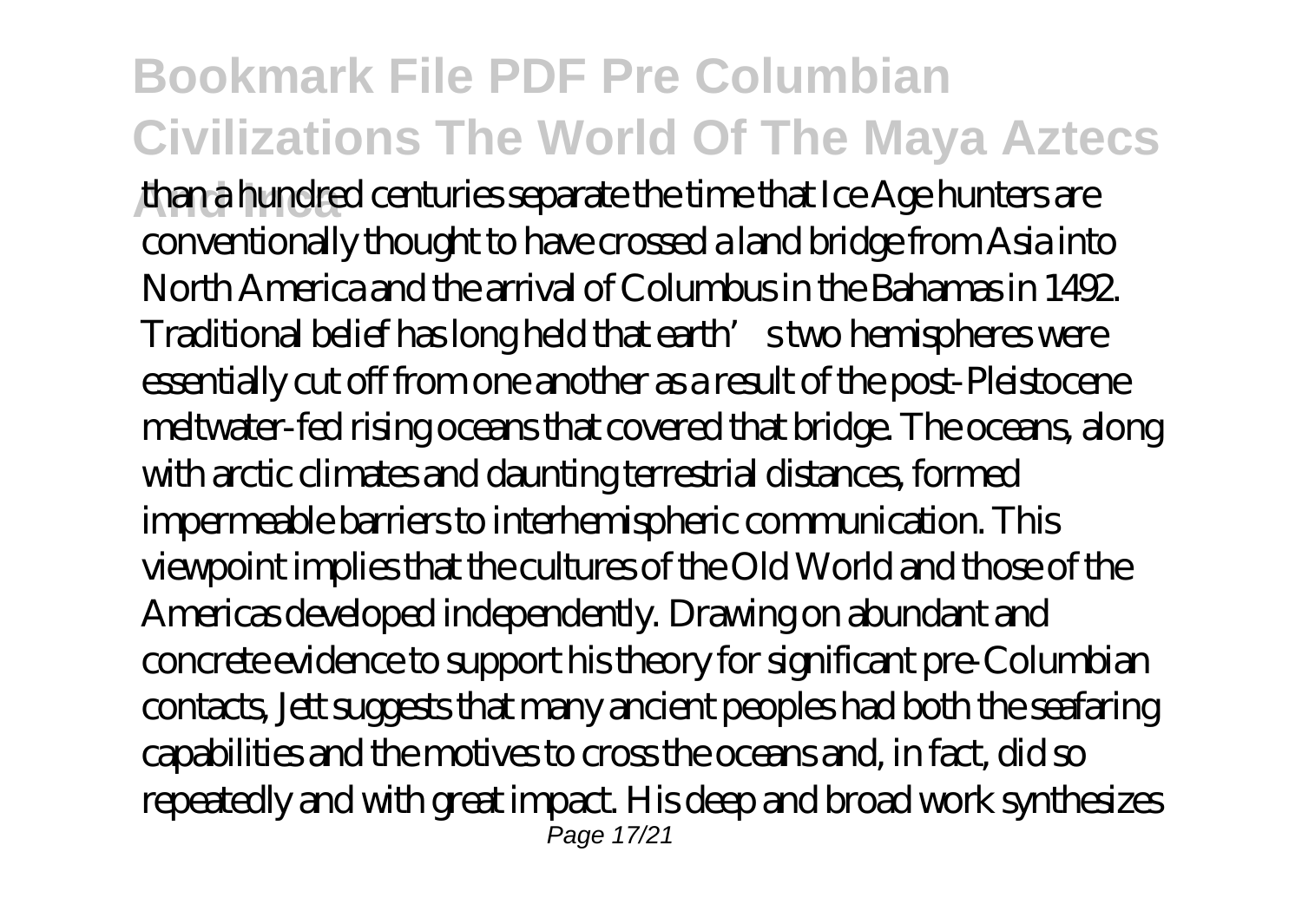than a hundred centuries separate the time that Ice Age hunters are conventionally thought to have crossed a land bridge from Asia into North America and the arrival of Columbus in the Bahamas in 1492. Traditional belief has long held that earth's two hemispheres were essentially cut off from one another as a result of the post-Pleistocene meltwater-fed rising oceans that covered that bridge. The oceans, along with arctic climates and daunting terrestrial distances, formed impermeable barriers to interhemispheric communication. This viewpoint implies that the cultures of the Old World and those of the Americas developed independently. Drawing on abundant and concrete evidence to support his theory for significant pre-Columbian contacts, Jett suggests that many ancient peoples had both the seafaring capabilities and the motives to cross the oceans and, in fact, did so repeatedly and with great impact. His deep and broad work synthesizes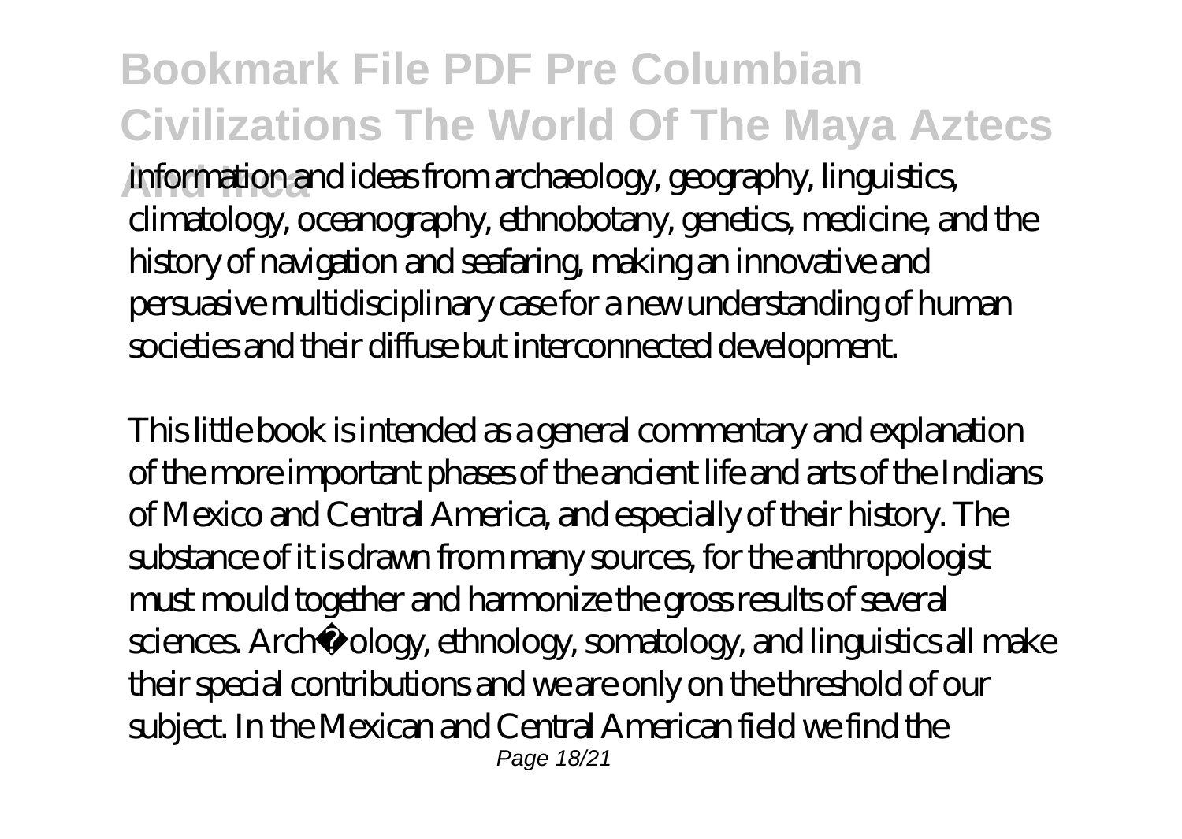information and ideas from archaeology, geography, linguistics, climatology, oceanography, ethnobotany, genetics, medicine, and the history of navigation and seafaring, making an innovative and persuasive multidisciplinary case for a new understanding of human societies and their diffuse but interconnected development.

This little book is intended as a general commentary and explanation of the more important phases of the ancient life and arts of the Indians of Mexico and Central America, and especially of their history. The substance of it is drawn from many sources, for the anthropologist must mould together and harmonize the gross results of several sciences. Archæology, ethnology, somatology, and linguistics all make their special contributions and we are only on the threshold of our subject. In the Mexican and Central American field we find the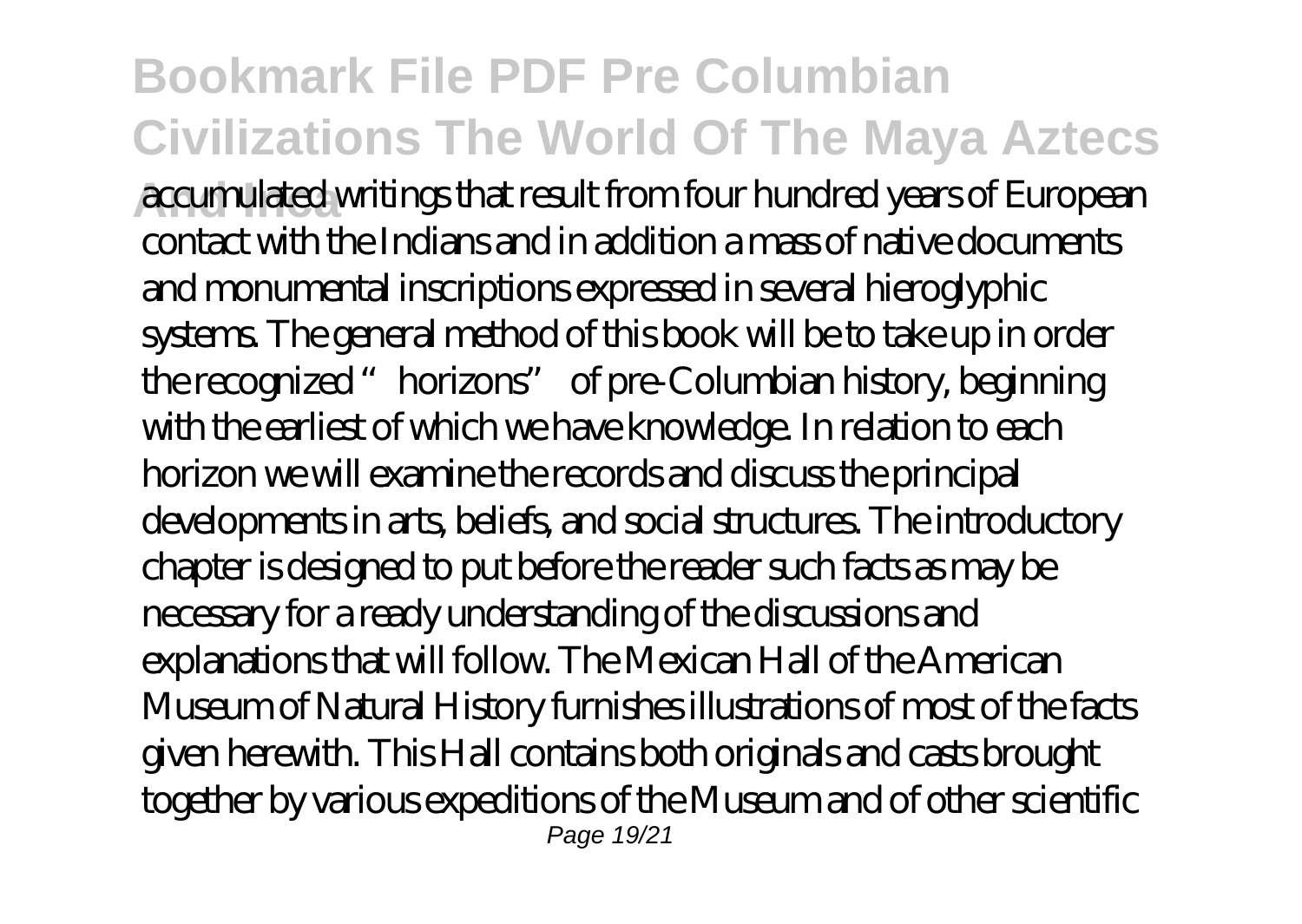accumulated writings that result from four hundred years of European contact with the Indians and in addition a mass of native documents and monumental inscriptions expressed in several hieroglyphic systems. The general method of this book will be to take up in order the recognized "horizons" of pre-Columbian history, beginning with the earliest of which we have knowledge. In relation to each horizon we will examine the records and discuss the principal developments in arts, beliefs, and social structures. The introductory chapter is designed to put before the reader such facts as may be necessary for a ready understanding of the discussions and explanations that will follow. The Mexican Hall of the American Museum of Natural History furnishes illustrations of most of the facts given herewith. This Hall contains both originals and casts brought together by various expeditions of the Museum and of other scientific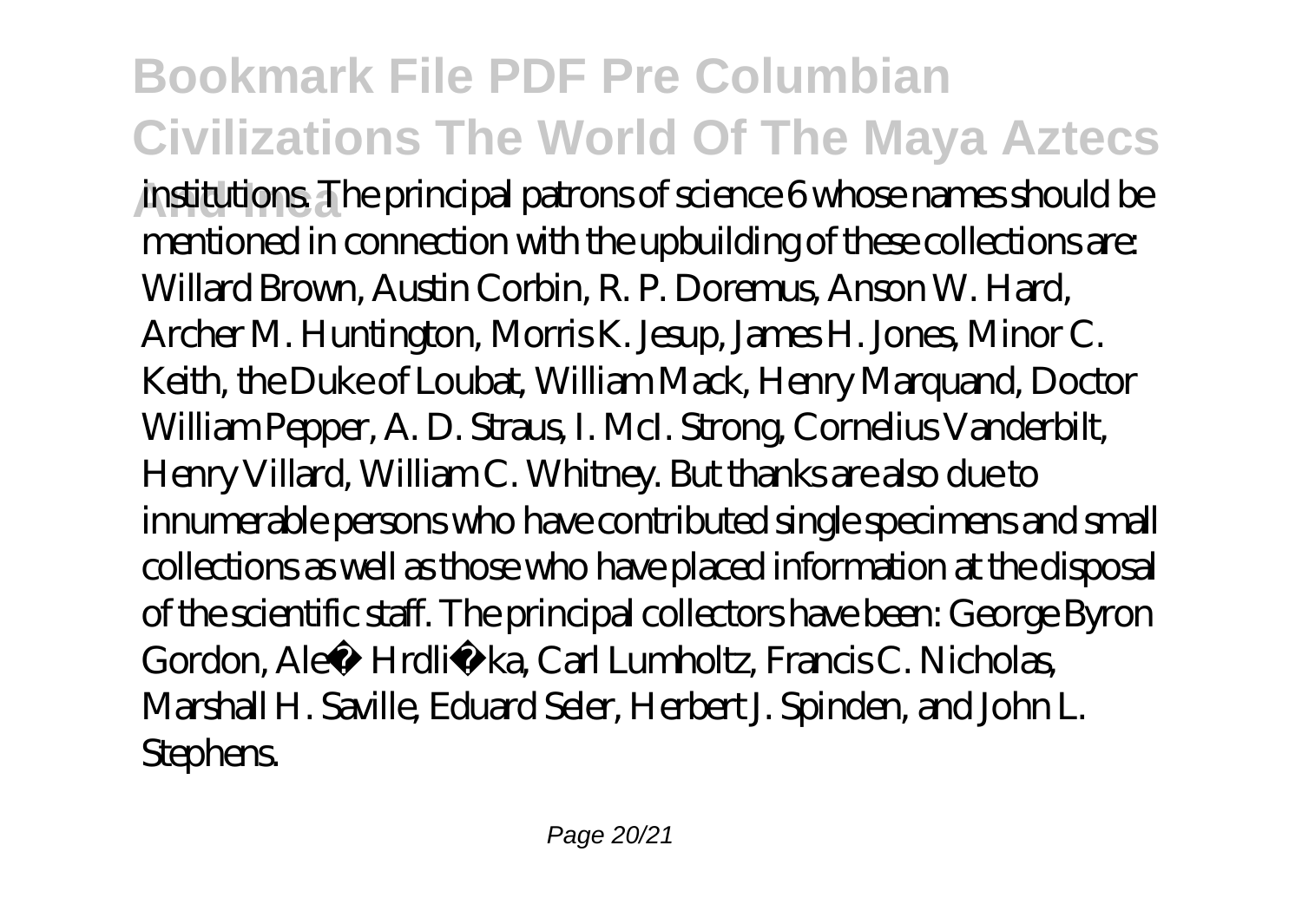institutions. The principal patrons of science 6 whose names should be mentioned in connection with the upbuilding of these collections are: Willard Brown, Austin Corbin, R. P. Doremus, Anson W. Hard, Archer M. Huntington, Morris K. Jesup, James H. Jones, Minor C. Keith, the Duke of Loubat, William Mack, Henry Marquand, Doctor William Pepper, A. D. Straus, I. McI. Strong, Cornelius Vanderbilt, Henry Villard, William C. Whitney. But thanks are also due to innumerable persons who have contributed single specimens and small collections as well as those who have placed information at the disposal of the scientific staff. The principal collectors have been: George Byron Gordon, Aleš Hrdlička, Carl Lumholtz, Francis C. Nicholas, Marshall H. Saville, Eduard Seler, Herbert J. Spinden, and John L. Stephens.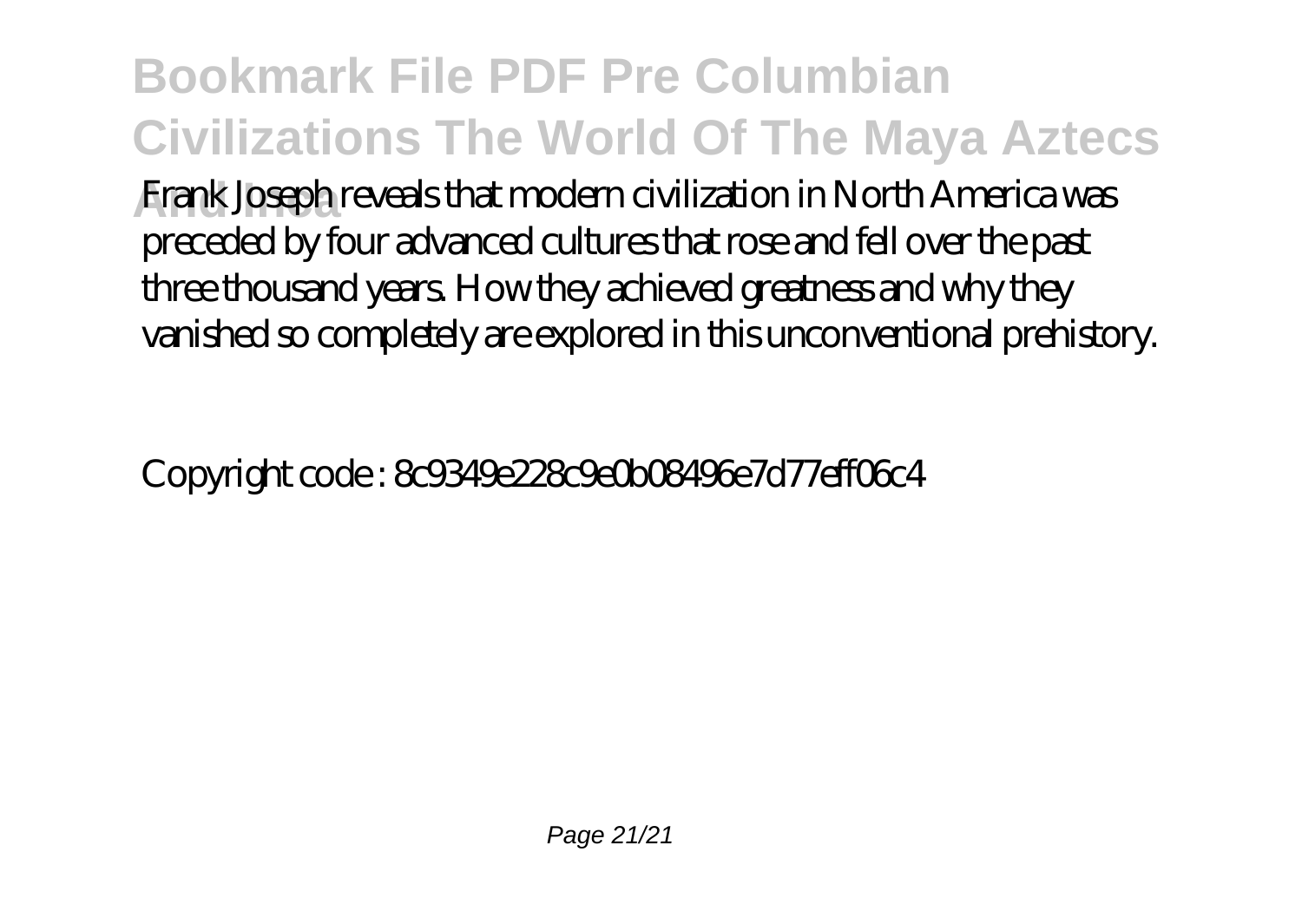Frank Joseph reveals that modern civilization in North America was preceded by four advanced cultures that rose and fell over the past three thousand years. How they achieved greatness and why they vanished so completely are explored in this unconventional prehistory.

Copyright code : 8c9349e228c9e0b08496e7d77eff06c4